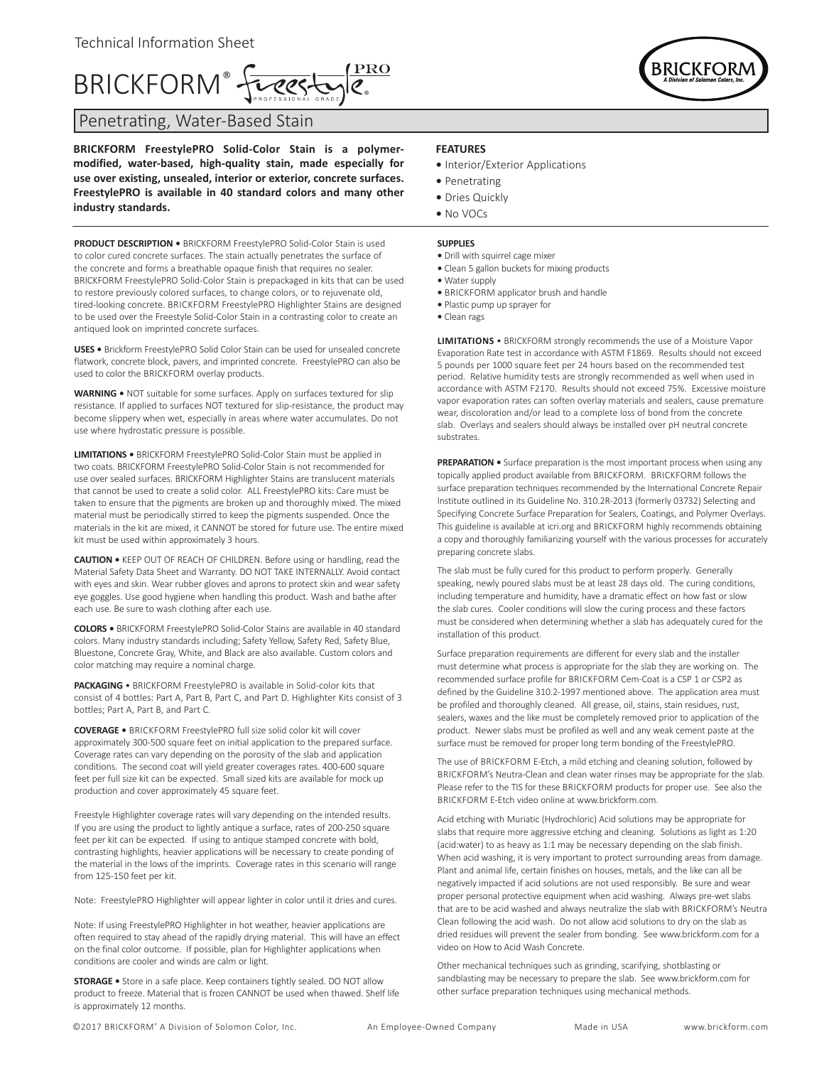Technical Information Sheet

# BRICKFORM® FreestylePRO

## Penetrating, Water-Based Stain

**BRICKFORM FreestylePRO Solid-Color Stain is a polymer-modified, water-based, high-quality stain, made especially for use over existing, unsealed, interior or exterior, concrete surfaces. FreestylePRO is available in 40 standard colors and many other industry standards.**

**PRODUCT DESCRIPTION •** BRICKFORM FreestylePRO Solid-Color Stain is used to color cured concrete surfaces. The stain actually penetrates the surface of the concrete and forms a breathable opaque finish that requires no sealer. BRICKFORM FreestylePRO Solid-Color Stain is prepackaged in kits that can be used to restore previously colored surfaces, to change colors, or to rejuvenate old, tired-looking concrete. BRICKFORM FreestylePRO Highlighter Stains are designed to be used over the Freestyle Solid-Color Stain in a contrasting color to create an antiqued look on imprinted concrete surfaces.

**USES •** Brickform FreestylePRO Solid Color Stain can be used for unsealed concrete flatwork, concrete block, pavers, and imprinted concrete. FreestylePRO can also be used to color the BRICKFORM overlay products.

**WARNING •** NOT suitable for some surfaces. Apply on surfaces textured for slip resistance. If applied to surfaces NOT textured for slip-resistance, the product may become slippery when wet, especially in areas where water accumulates. Do not use where hydrostatic pressure is possible.

**LIMITATIONS •** BRICKFORM FreestylePRO Solid-Color Stain must be applied in two coats. BRICKFORM FreestylePRO Solid-Color Stain is not recommended for use over sealed surfaces. BRICKFORM Highlighter Stains are translucent materials that cannot be used to create a solid color. ALL FreestylePRO kits: Care must be taken to ensure that the pigments are broken up and thoroughly mixed. The mixed material must be periodically stirred to keep the pigments suspended. Once the materials in the kit are mixed, it CANNOT be stored for future use. The entire mixed kit must be used within approximately 3 hours.

**CAUTION •** KEEP OUT OF REACH OF CHILDREN. Before using or handling, read the Material Safety Data Sheet and Warranty. DO NOT TAKE INTERNALLY. Avoid contact with eyes and skin. Wear rubber gloves and aprons to protect skin and wear safety eye goggles. Use good hygiene when handling this product. Wash and bathe after each use. Be sure to wash clothing after each use.

**COLORS •** BRICKFORM FreestylePRO Solid-Color Stains are available in 40 standard colors. Many industry standards including; Safety Yellow, Safety Red, Safety Blue, Bluestone, Concrete Gray, White, and Black are also available. Custom colors and color matching may require a nominal charge.

**PACKAGING •** BRICKFORM FreestylePRO is available in Solid-color kits that consist of 4 bottles: Part A, Part B, Part C, and Part D. Highlighter Kits consist of 3 bottles; Part A, Part B, and Part C.

**COVERAGE •** BRICKFORM FreestylePRO full size solid color kit will cover approximately 300-500 square feet on initial application to the prepared surface. Coverage rates can vary depending on the porosity of the slab and application conditions. The second coat will yield greater coverages rates. 400-600 square feet per full size kit can be expected. Small sized kits are available for mock up production and cover approximately 45 square feet.

Freestyle Highlighter coverage rates will vary depending on the intended results. If you are using the product to lightly antique a surface, rates of 200-250 square feet per kit can be expected. If using to antique stamped concrete with bold, contrasting highlights, heavier applications will be necessary to create ponding of the material in the lows of the imprints. Coverage rates in this scenario will range from 125-150 feet per kit.

Note: FreestylePRO Highlighter will appear lighter in color until it dries and cures.

Note: If using FreestylePRO Highlighter in hot weather, heavier applications are often required to stay ahead of the rapidly drying material. This will have an effect on the final color outcome. If possible, plan for Highlighter applications when conditions are cooler and winds are calm or light.

**STORAGE •** Store in a safe place. Keep containers tightly sealed. DO NOT allow product to freeze. Material that is frozen CANNOT be used when thawed. Shelf life is approximately 12 months.

**FEATURES**

- Interior/Exterior Applications
- Penetrating
- Dries Quickly
- No VOCs

**SUPPLIES**

- Drill with squirrel cage mixer
- Clean 5 gallon buckets for mixing products
- Water supply
- BRICKFORM applicator brush and handle
- Plastic pump up sprayer for
- Clean rags

**LIMITATIONS •** BRICKFORM strongly recommends the use of a Moisture Vapor Evaporation Rate test in accordance with ASTM F1869. Results should not exceed 5 pounds per 1000 square feet per 24 hours based on the recommended test period. Relative humidity tests are strongly recommended as well when used in accordance with ASTM F2170. Results should not exceed 75%. Excessive moisture vapor evaporation rates can soften overlay materials and sealers, cause premature wear, discoloration and/or lead to a complete loss of bond from the concrete slab. Overlays and sealers should always be installed over pH neutral concrete substrates.

**PREPARATION •** Surface preparation is the most important process when using any topically applied product available from BRICKFORM. BRICKFORM follows the surface preparation techniques recommended by the International Concrete Repair Institute outlined in its Guideline No. 310.2R-2013 (formerly 03732) Selecting and Specifying Concrete Surface Preparation for Sealers, Coatings, and Polymer Overlays. This guideline is available at icri.org and BRICKFORM highly recommends obtaining a copy and thoroughly familiarizing yourself with the various processes for accurately preparing concrete slabs.

The slab must be fully cured for this product to perform properly. Generally speaking, newly poured slabs must be at least 28 days old. The curing conditions, including temperature and humidity, have a dramatic effect on how fast or slow the slab cures. Cooler conditions will slow the curing process and these factors must be considered when determining whether a slab has adequately cured for the installation of this product.

Surface preparation requirements are different for every slab and the installer must determine what process is appropriate for the slab they are working on. The recommended surface profile for BRICKFORM Cem-Coat is a CSP 1 or CSP2 as defined by the Guideline 310.2-1997 mentioned above. The application area must be profiled and thoroughly cleaned. All grease, oil, stains, stain residues, rust, sealers, waxes and the like must be completely removed prior to application of the product. Newer slabs must be profiled as well and any weak cement paste at the surface must be removed for proper long term bonding of the FreestylePRO.

The use of BRICKFORM E-Etch, a mild etching and cleaning solution, followed by BRICKFORM's Neutra-Clean and clean water rinses may be appropriate for the slab. Please refer to the TIS for these BRICKFORM products for proper use. See also the BRICKFORM E-Etch video online at www.brickform.com.

Acid etching with Muriatic (Hydrochloric) Acid solutions may be appropriate for slabs that require more aggressive etching and cleaning. Solutions as light as 1:20 (acid:water) to as heavy as 1:1 may be necessary depending on the slab finish. When acid washing, it is very important to protect surrounding areas from damage. Plant and animal life, certain finishes on houses, metals, and the like can all be negatively impacted if acid solutions are not used responsibly. Be sure and wear proper personal protective equipment when acid washing. Always pre-wet slabs that are to be acid washed and always neutralize the slab with BRICKFORM's Neutra Clean following the acid wash. Do not allow acid solutions to dry on the slab as dried residues will prevent the sealer from bonding. See www.brickform.com for a video on How to Acid Wash Concrete.

Other mechanical techniques such as grinding, scarifying, shotblasting or sandblasting may be necessary to prepare the slab. See www.brickform.com for other surface preparation techniques using mechanical methods.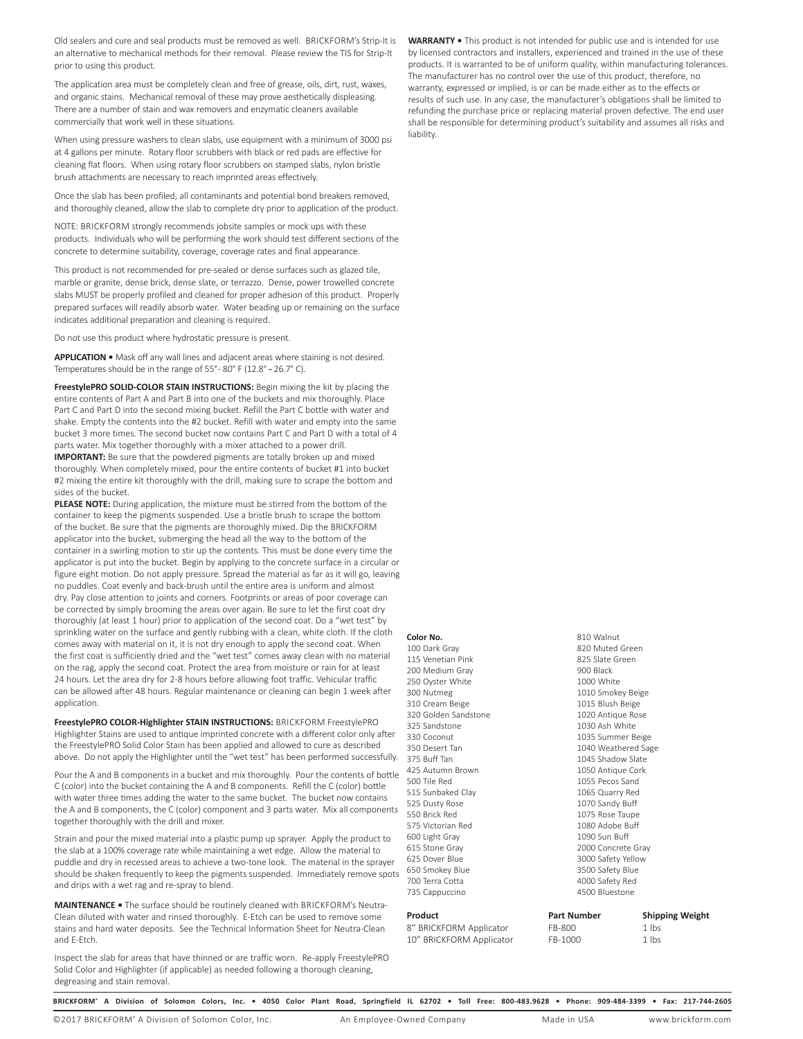Old sealers and cure and seal products must be removed as well. BRICKFORM's Strip-It is an alternative to mechanical methods for their removal. Please review the TIS for Strip-It prior to using this product.

The application area must be completely clean and free of grease, oils, dirt, rust, waxes, and organic stains. Mechanical removal of these may prove aesthetically displeasing. There are a number of stain and wax removers and enzymatic cleaners available commercially that work well in these situations.

When using pressure washers to clean slabs, use equipment with a minimum of 3000 psi at 4 gallons per minute. Rotary floor scrubbers with black or red pads are effective for cleaning flat floors. When using rotary floor scrubbers on stamped slabs, nylon bristle brush attachments are necessary to reach imprinted areas effectively.

Once the slab has been profiled, all contaminants and potential bond breakers removed, and thoroughly cleaned, allow the slab to complete dry prior to application of the product.

NOTE: BRICKFORM strongly recommends jobsite samples or mock ups with these products. Individuals who will be performing the work should test different sections of the concrete to determine suitability, coverage, coverage rates and final appearance.

This product is not recommended for pre-sealed or dense surfaces such as glazed tile, marble or granite, dense brick, dense slate, or terrazzo. Dense, power trowelled concrete slabs MUST be properly profiled and cleaned for proper adhesion of this product. Properly prepared surfaces will readily absorb water. Water beading up or remaining on the surface indicates additional preparation and cleaning is required.

Do not use this product where hydrostatic pressure is present.

**APPLICATION •** Mask off any wall lines and adjacent areas where staining is not desired. Temperatures should be in the range of 55°- 80° F (12.8° - 26.7° C).

**FreestylePRO SOLID-COLOR STAIN INSTRUCTIONS:** Begin mixing the kit by placing the entire contents of Part A and Part B into one of the buckets and mix thoroughly. Place Part C and Part D into the second mixing bucket. Refill the Part C bottle with water and shake. Empty the contents into the #2 bucket. Refill with water and empty into the same bucket 3 more times. The second bucket now contains Part C and Part D with a total of 4 parts water. Mix together thoroughly with a mixer attached to a power drill.
**IMPORTANT:** Be sure that the powdered pigments are totally broken up and mixed thoroughly. When completely mixed, pour the entire contents of bucket #1 into bucket #2 mixing the entire kit thoroughly with the drill, making sure to scrape the bottom and sides of the bucket.
**PLEASE NOTE:** During application, the mixture must be stirred from the bottom of the container to keep the pigments suspended. Use a bristle brush to scrape the bottom of the bucket. Be sure that the pigments are thoroughly mixed. Dip the BRICKFORM applicator into the bucket, submerging the head all the way to the bottom of the container in a swirling motion to stir up the contents. This must be done every time the applicator is put into the bucket. Begin by applying to the concrete surface in a circular or figure eight motion. Do not apply pressure. Spread the material as far as it will go, leaving no puddles. Coat evenly and back-brush until the entire area is uniform and almost dry. Pay close attention to joints and corners. Footprints or areas of poor coverage can be corrected by simply brooming the areas over again. Be sure to let the first coat dry thoroughly (at least 1 hour) prior to application of the second coat. Do a "wet test" by sprinkling water on the surface and gently rubbing with a clean, white cloth. If the cloth comes away with material on it, it is not dry enough to apply the second coat. When the first coat is sufficiently dried and the "wet test" comes away clean with no material on the rag, apply the second coat. Protect the area from moisture or rain for at least 24 hours. Let the area dry for 2-8 hours before allowing foot traffic. Vehicular traffic can be allowed after 48 hours. Regular maintenance or cleaning can begin 1 week after application.

**FreestylePRO COLOR-Highlighter STAIN INSTRUCTIONS:** BRICKFORM FreestylePRO Highlighter Stains are used to antique imprinted concrete with a different color only after the FreestylePRO Solid Color Stain has been applied and allowed to cure as described above. Do not apply the Highlighter until the "wet test" has been performed successfully.

Pour the A and B components in a bucket and mix thoroughly. Pour the contents of bottle C (color) into the bucket containing the A and B components. Refill the C (color) bottle with water three times adding the water to the same bucket. The bucket now contains the A and B components, the C (color) component and 3 parts water. Mix all components together thoroughly with the drill and mixer.

Strain and pour the mixed material into a plastic pump up sprayer. Apply the product to the slab at a 100% coverage rate while maintaining a wet edge. Allow the material to puddle and dry in recessed areas to achieve a two-tone look. The material in the sprayer should be shaken frequently to keep the pigments suspended. Immediately remove spots and drips with a wet rag and re-spray to blend.

**MAINTENANCE •** The surface should be routinely cleaned with BRICKFORM's Neutra-Clean diluted with water and rinsed thoroughly. E-Etch can be used to remove some stains and hard water deposits. See the Technical Information Sheet for Neutra-Clean and E-Etch.

Inspect the slab for areas that have thinned or are traffic worn. Re-apply FreestylePRO Solid Color and Highlighter (if applicable) as needed following a thorough cleaning, degreasing and stain removal.

**WARRANTY •** This product is not intended for public use and is intended for use by licensed contractors and installers, experienced and trained in the use of these products. It is warranted to be of uniform quality, within manufacturing tolerances. The manufacturer has no control over the use of this product, therefore, no warranty, expressed or implied, is or can be made either as to the effects or results of such use. In any case, the manufacturer's obligations shall be limited to refunding the purchase price or replacing material proven defective. The end user shall be responsible for determining product's suitability and assumes all risks and liability.

**Color No.**

100 Dark Gray
115 Venetian Pink
200 Medium Gray
250 Oyster White
300 Nutmeg
310 Cream Beige
320 Golden Sandstone
325 Sandstone
330 Coconut
350 Desert Tan
375 Buff Tan
425 Autumn Brown
500 Tile Red
515 Sunbaked Clay
525 Dusty Rose
550 Brick Red
575 Victorian Red
600 Light Gray
615 Stone Gray
625 Dover Blue
650 Smokey Blue
700 Terra Cotta
735 Cappuccino
810 Walnut
820 Muted Green
825 Slate Green
900 Black
1000 White
1010 Smokey Beige
1015 Blush Beige
1020 Antique Rose
1030 Ash White
1035 Summer Beige
1040 Weathered Sage
1045 Shadow Slate
1050 Antique Cork
1055 Pecos Sand
1065 Quarry Red
1070 Sandy Buff
1075 Rose Taupe
1080 Adobe Buff
1090 Sun Buff
2000 Concrete Gray
3000 Safety Yellow
3500 Safety Blue
4000 Safety Red
4500 Bluestone

| Product | Part Number | Shipping Weight |
|---|---|---|
| 8" BRICKFORM Applicator | FB-800 | 1 lbs |
| 10" BRICKFORM Applicator | FB-1000 | 1 lbs |

**BRICKFORM® A Division of Solomon Colors, Inc. • 4050 Color Plant Road, Springfield IL 62702 • Toll Free: 800-483.9628 • Phone: 909-484-3399 • Fax: 217-744-2605**

©2017 BRICKFORM® A Division of Solomon Color, Inc. An Employee-Owned Company Made in USA www.brickform.com